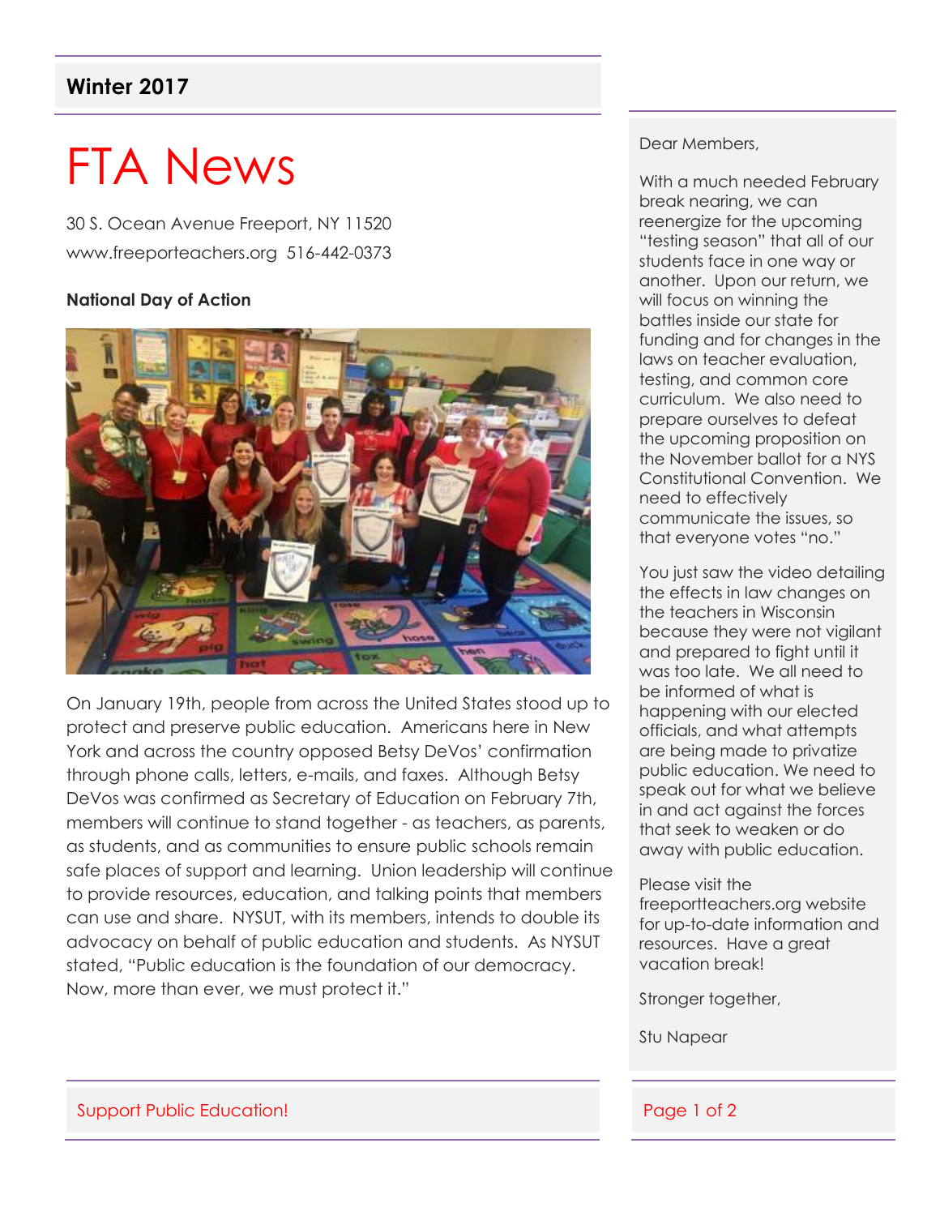**Winter 2017**

# FTA News

30 S. Ocean Avenue Freeport, NY 11520
www.freeporteachers.org 516-442-0373

**National Day of Action**

On January 19th, people from across the United States stood up to protect and preserve public education. Americans here in New York and across the country opposed Betsy DeVos' confirmation through phone calls, letters, e-mails, and faxes. Although Betsy DeVos was confirmed as Secretary of Education on February 7th, members will continue to stand together - as teachers, as parents, as students, and as communities to ensure public schools remain safe places of support and learning. Union leadership will continue to provide resources, education, and talking points that members can use and share. NYSUT, with its members, intends to double its advocacy on behalf of public education and students. As NYSUT stated, "Public education is the foundation of our democracy. Now, more than ever, we must protect it."

Dear Members,

With a much needed February break nearing, we can reenergize for the upcoming "testing season" that all of our students face in one way or another. Upon our return, we will focus on winning the battles inside our state for funding and for changes in the laws on teacher evaluation, testing, and common core curriculum. We also need to prepare ourselves to defeat the upcoming proposition on the November ballot for a NYS Constitutional Convention. We need to effectively communicate the issues, so that everyone votes "no."

You just saw the video detailing the effects in law changes on the teachers in Wisconsin because they were not vigilant and prepared to fight until it was too late. We all need to be informed of what is happening with our elected officials, and what attempts are being made to privatize public education. We need to speak out for what we believe in and act against the forces that seek to weaken or do away with public education.

Please visit the freeportteachers.org website for up-to-date information and resources. Have a great vacation break!

Stronger together,

Stu Napear

Support Public Education!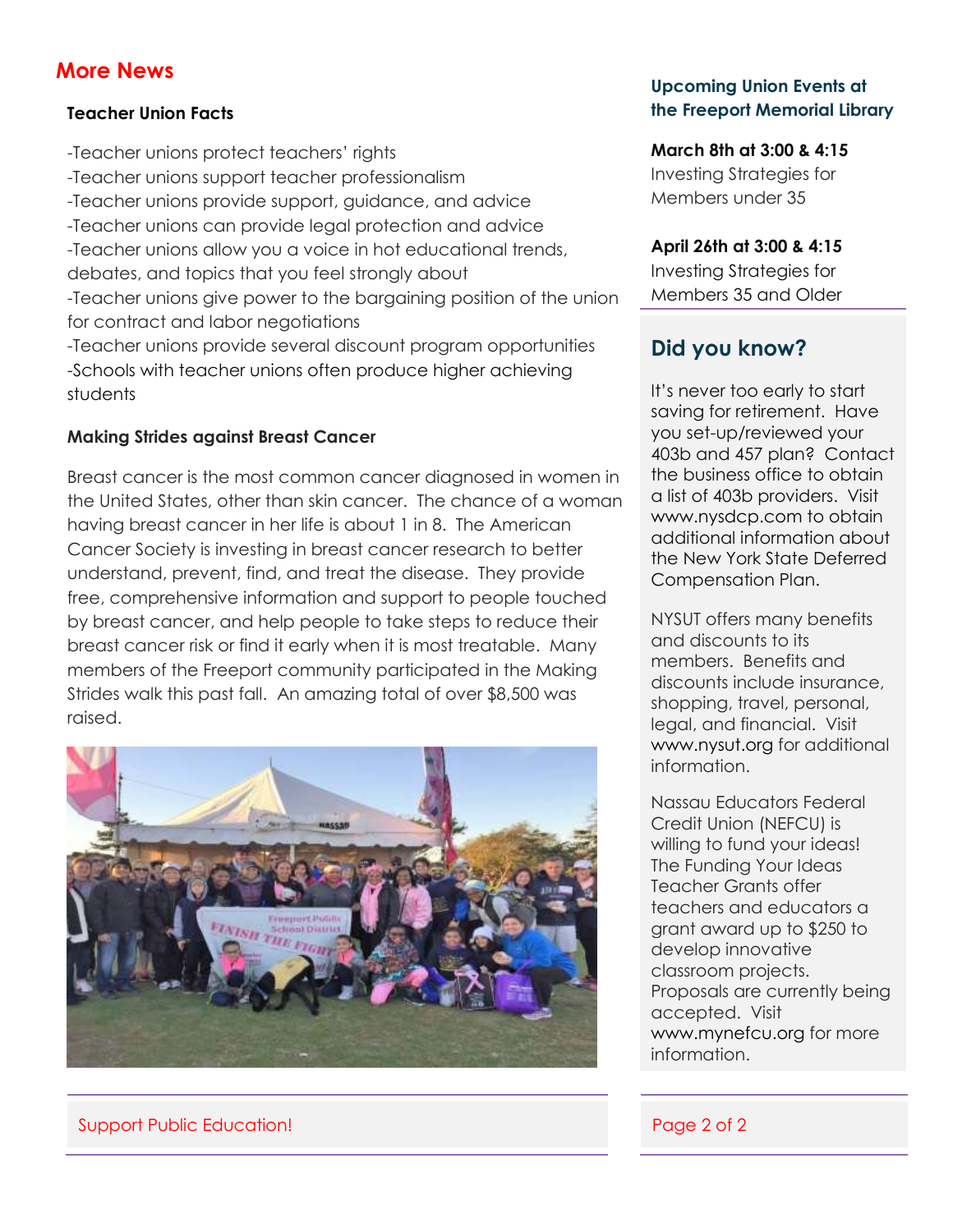## More News

### Teacher Union Facts

-Teacher unions protect teachers' rights
-Teacher unions support teacher professionalism
-Teacher unions provide support, guidance, and advice
-Teacher unions can provide legal protection and advice
-Teacher unions allow you a voice in hot educational trends, debates, and topics that you feel strongly about
-Teacher unions give power to the bargaining position of the union for contract and labor negotiations
-Teacher unions provide several discount program opportunities
-Schools with teacher unions often produce higher achieving students

### Making Strides against Breast Cancer

Breast cancer is the most common cancer diagnosed in women in the United States, other than skin cancer. The chance of a woman having breast cancer in her life is about 1 in 8. The American Cancer Society is investing in breast cancer research to better understand, prevent, find, and treat the disease. They provide free, comprehensive information and support to people touched by breast cancer, and help people to take steps to reduce their breast cancer risk or find it early when it is most treatable. Many members of the Freeport community participated in the Making Strides walk this past fall. An amazing total of over $8,500 was raised.

Support Public Education!

### Upcoming Union Events at the Freeport Memorial Library

**March 8th at 3:00 & 4:15**
Investing Strategies for Members under 35

**April 26th at 3:00 & 4:15**
Investing Strategies for Members 35 and Older

## Did you know?

It's never too early to start saving for retirement. Have you set-up/reviewed your 403b and 457 plan? Contact the business office to obtain a list of 403b providers. Visit www.nysdcp.com to obtain additional information about the New York State Deferred Compensation Plan.

NYSUT offers many benefits and discounts to its members. Benefits and discounts include insurance, shopping, travel, personal, legal, and financial. Visit www.nysut.org for additional information.

Nassau Educators Federal Credit Union (NEFCU) is willing to fund your ideas! The Funding Your Ideas Teacher Grants offer teachers and educators a grant award up to $250 to develop innovative classroom projects. Proposals are currently being accepted. Visit www.mynefcu.org for more information.